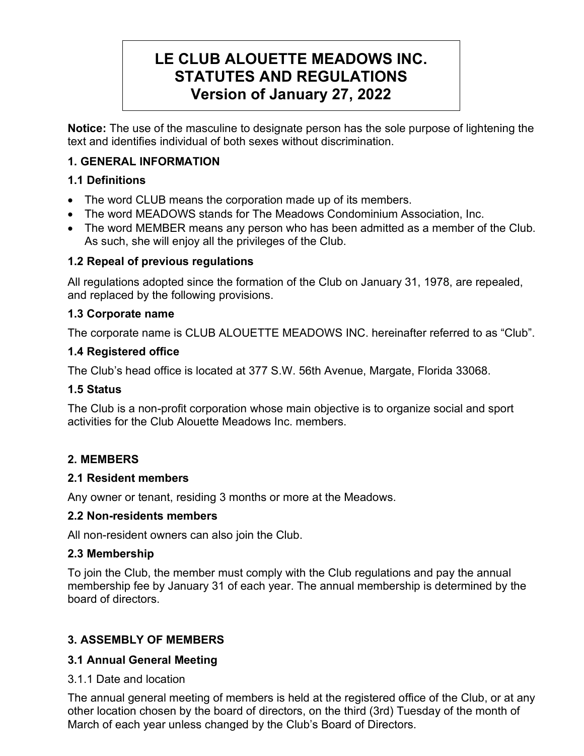# LE CLUB ALOUETTE MEADOWS INC.
# STATUTES AND REGULATIONS
# Version of January 27, 2022

**Notice:** The use of the masculine to designate person has the sole purpose of lightening the text and identifies individual of both sexes without discrimination.

## 1. GENERAL INFORMATION

### 1.1 Definitions

- The word CLUB means the corporation made up of its members.
- The word MEADOWS stands for The Meadows Condominium Association, Inc.
- The word MEMBER means any person who has been admitted as a member of the Club. As such, she will enjoy all the privileges of the Club.

### 1.2 Repeal of previous regulations

All regulations adopted since the formation of the Club on January 31, 1978, are repealed, and replaced by the following provisions.

### 1.3 Corporate name

The corporate name is CLUB ALOUETTE MEADOWS INC. hereinafter referred to as "Club".

### 1.4 Registered office

The Club's head office is located at 377 S.W. 56th Avenue, Margate, Florida 33068.

### 1.5 Status

The Club is a non-profit corporation whose main objective is to organize social and sport activities for the Club Alouette Meadows Inc. members.

## 2. MEMBERS

### 2.1 Resident members

Any owner or tenant, residing 3 months or more at the Meadows.

### 2.2 Non-residents members

All non-resident owners can also join the Club.

### 2.3 Membership

To join the Club, the member must comply with the Club regulations and pay the annual membership fee by January 31 of each year. The annual membership is determined by the board of directors.

## 3. ASSEMBLY OF MEMBERS

### 3.1 Annual General Meeting

3.1.1 Date and location

The annual general meeting of members is held at the registered office of the Club, or at any other location chosen by the board of directors, on the third (3rd) Tuesday of the month of March of each year unless changed by the Club's Board of Directors.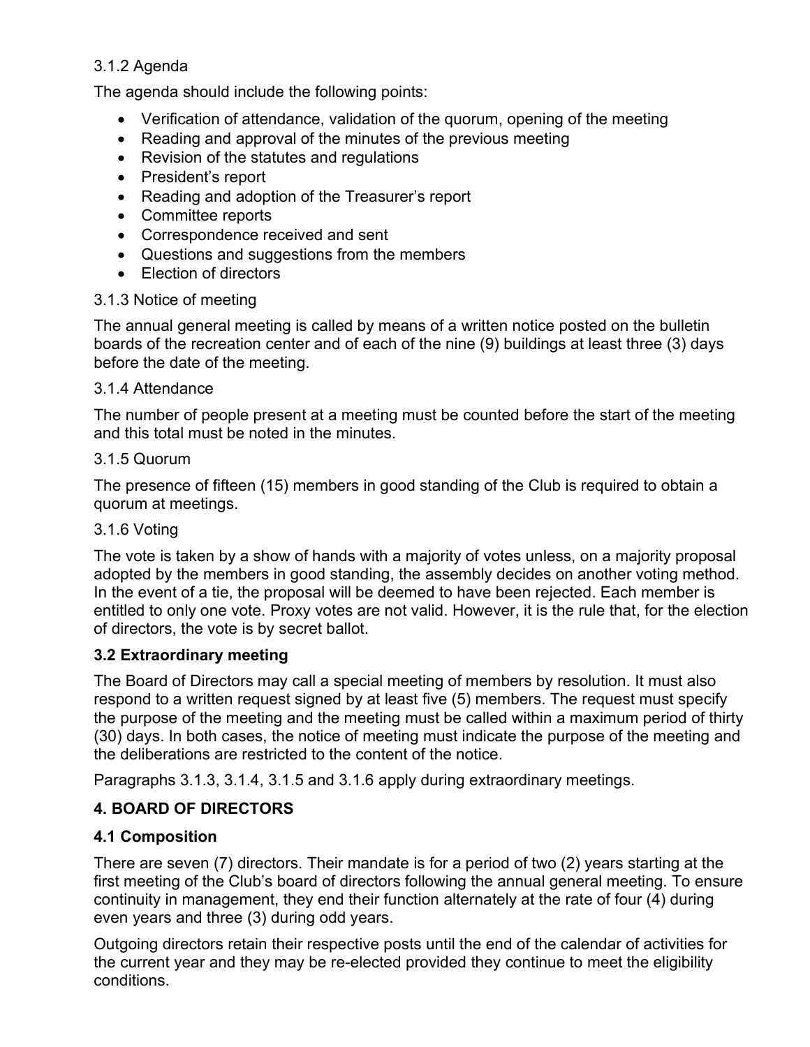#### 3.1.2 Agenda

The agenda should include the following points:

- Verification of attendance, validation of the quorum, opening of the meeting
- Reading and approval of the minutes of the previous meeting
- Revision of the statutes and regulations
- President's report
- Reading and adoption of the Treasurer's report
- Committee reports
- Correspondence received and sent
- Questions and suggestions from the members
- Election of directors

#### 3.1.3 Notice of meeting

The annual general meeting is called by means of a written notice posted on the bulletin boards of the recreation center and of each of the nine (9) buildings at least three (3) days before the date of the meeting.

#### 3.1.4 Attendance

The number of people present at a meeting must be counted before the start of the meeting and this total must be noted in the minutes.

#### 3.1.5 Quorum

The presence of fifteen (15) members in good standing of the Club is required to obtain a quorum at meetings.

#### 3.1.6 Voting

The vote is taken by a show of hands with a majority of votes unless, on a majority proposal adopted by the members in good standing, the assembly decides on another voting method. In the event of a tie, the proposal will be deemed to have been rejected. Each member is entitled to only one vote. Proxy votes are not valid. However, it is the rule that, for the election of directors, the vote is by secret ballot.

### 3.2 Extraordinary meeting

The Board of Directors may call a special meeting of members by resolution. It must also respond to a written request signed by at least five (5) members. The request must specify the purpose of the meeting and the meeting must be called within a maximum period of thirty (30) days. In both cases, the notice of meeting must indicate the purpose of the meeting and the deliberations are restricted to the content of the notice.

Paragraphs 3.1.3, 3.1.4, 3.1.5 and 3.1.6 apply during extraordinary meetings.

## 4. BOARD OF DIRECTORS

### 4.1 Composition

There are seven (7) directors. Their mandate is for a period of two (2) years starting at the first meeting of the Club's board of directors following the annual general meeting. To ensure continuity in management, they end their function alternately at the rate of four (4) during even years and three (3) during odd years.

Outgoing directors retain their respective posts until the end of the calendar of activities for the current year and they may be re-elected provided they continue to meet the eligibility conditions.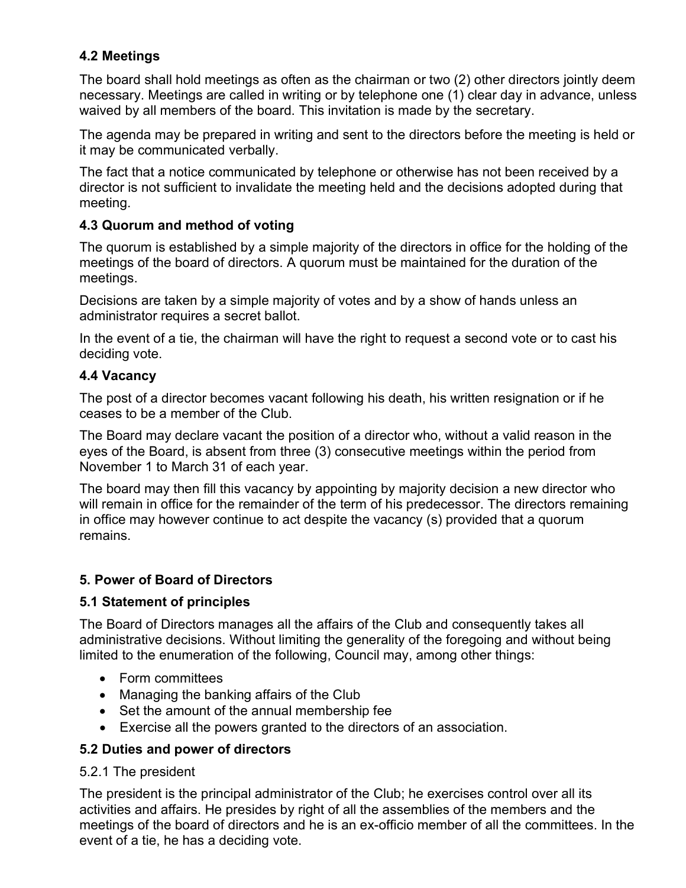### 4.2 Meetings

The board shall hold meetings as often as the chairman or two (2) other directors jointly deem necessary. Meetings are called in writing or by telephone one (1) clear day in advance, unless waived by all members of the board. This invitation is made by the secretary.

The agenda may be prepared in writing and sent to the directors before the meeting is held or it may be communicated verbally.

The fact that a notice communicated by telephone or otherwise has not been received by a director is not sufficient to invalidate the meeting held and the decisions adopted during that meeting.

### 4.3 Quorum and method of voting

The quorum is established by a simple majority of the directors in office for the holding of the meetings of the board of directors. A quorum must be maintained for the duration of the meetings.

Decisions are taken by a simple majority of votes and by a show of hands unless an administrator requires a secret ballot.

In the event of a tie, the chairman will have the right to request a second vote or to cast his deciding vote.

### 4.4 Vacancy

The post of a director becomes vacant following his death, his written resignation or if he ceases to be a member of the Club.

The Board may declare vacant the position of a director who, without a valid reason in the eyes of the Board, is absent from three (3) consecutive meetings within the period from November 1 to March 31 of each year.

The board may then fill this vacancy by appointing by majority decision a new director who will remain in office for the remainder of the term of his predecessor. The directors remaining in office may however continue to act despite the vacancy (s) provided that a quorum remains.

## 5. Power of Board of Directors

### 5.1 Statement of principles

The Board of Directors manages all the affairs of the Club and consequently takes all administrative decisions. Without limiting the generality of the foregoing and without being limited to the enumeration of the following, Council may, among other things:

- Form committees
- Managing the banking affairs of the Club
- Set the amount of the annual membership fee
- Exercise all the powers granted to the directors of an association.

### 5.2 Duties and power of directors

5.2.1 The president

The president is the principal administrator of the Club; he exercises control over all its activities and affairs. He presides by right of all the assemblies of the members and the meetings of the board of directors and he is an ex-officio member of all the committees. In the event of a tie, he has a deciding vote.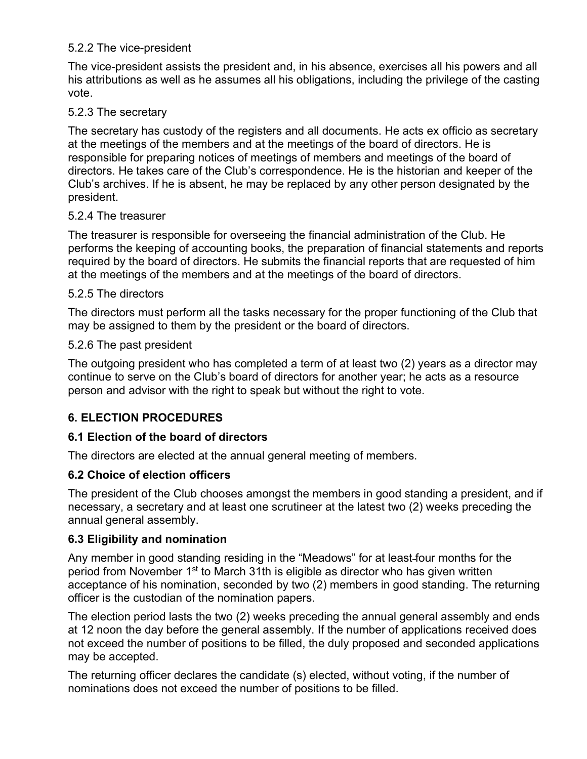5.2.2 The vice-president

The vice-president assists the president and, in his absence, exercises all his powers and all his attributions as well as he assumes all his obligations, including the privilege of the casting vote.

5.2.3 The secretary

The secretary has custody of the registers and all documents. He acts ex officio as secretary at the meetings of the members and at the meetings of the board of directors. He is responsible for preparing notices of meetings of members and meetings of the board of directors. He takes care of the Club's correspondence. He is the historian and keeper of the Club's archives. If he is absent, he may be replaced by any other person designated by the president.

5.2.4 The treasurer

The treasurer is responsible for overseeing the financial administration of the Club. He performs the keeping of accounting books, the preparation of financial statements and reports required by the board of directors. He submits the financial reports that are requested of him at the meetings of the members and at the meetings of the board of directors.

5.2.5 The directors

The directors must perform all the tasks necessary for the proper functioning of the Club that may be assigned to them by the president or the board of directors.

5.2.6 The past president

The outgoing president who has completed a term of at least two (2) years as a director may continue to serve on the Club's board of directors for another year; he acts as a resource person and advisor with the right to speak but without the right to vote.

## 6. ELECTION PROCEDURES

### 6.1 Election of the board of directors

The directors are elected at the annual general meeting of members.

### 6.2 Choice of election officers

The president of the Club chooses amongst the members in good standing a president, and if necessary, a secretary and at least one scrutineer at the latest two (2) weeks preceding the annual general assembly.

### 6.3 Eligibility and nomination

Any member in good standing residing in the "Meadows" for at least four months for the period from November 1st to March 31th is eligible as director who has given written acceptance of his nomination, seconded by two (2) members in good standing. The returning officer is the custodian of the nomination papers.

The election period lasts the two (2) weeks preceding the annual general assembly and ends at 12 noon the day before the general assembly. If the number of applications received does not exceed the number of positions to be filled, the duly proposed and seconded applications may be accepted.

The returning officer declares the candidate (s) elected, without voting, if the number of nominations does not exceed the number of positions to be filled.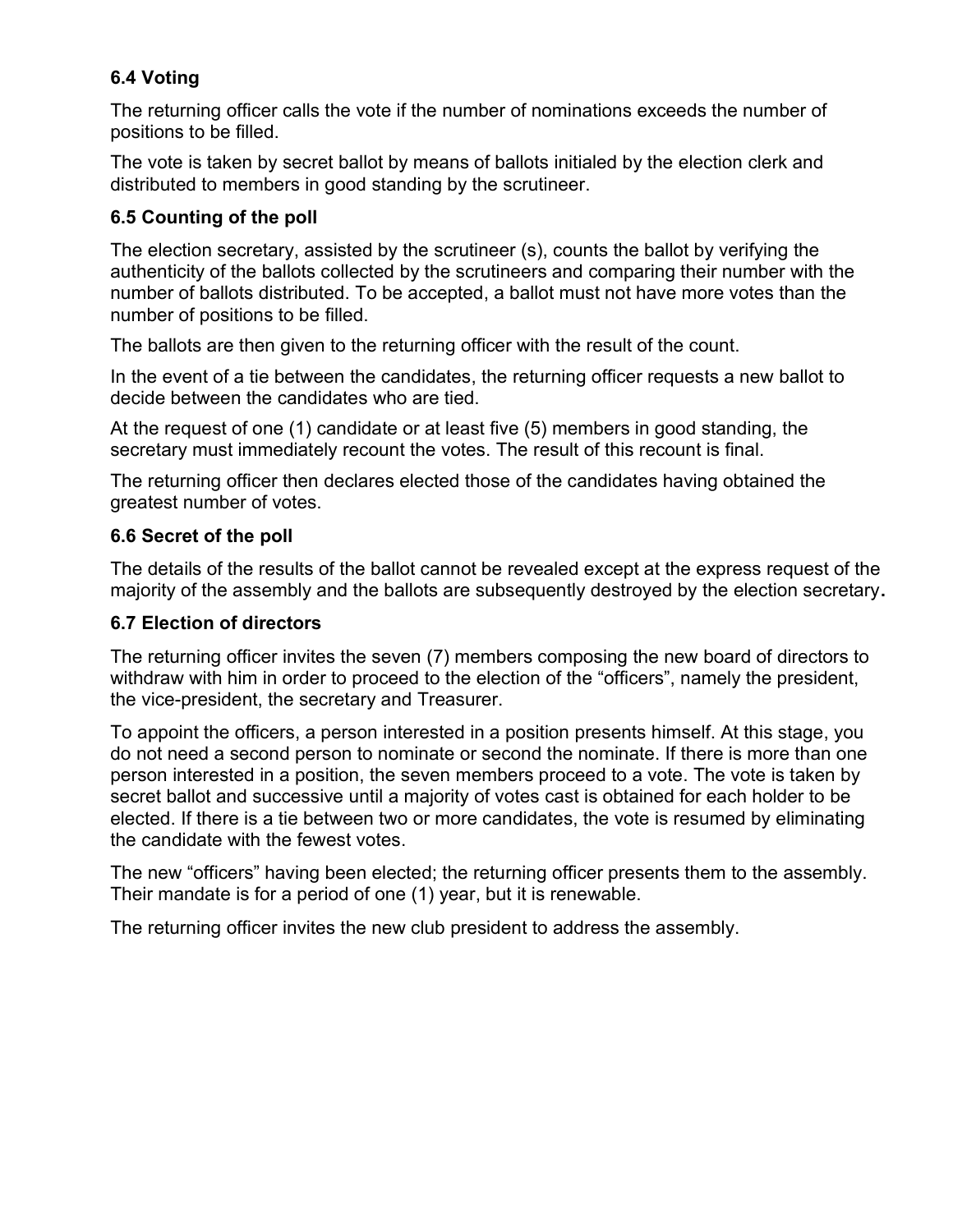### 6.4 Voting

The returning officer calls the vote if the number of nominations exceeds the number of positions to be filled.

The vote is taken by secret ballot by means of ballots initialed by the election clerk and distributed to members in good standing by the scrutineer.

### 6.5 Counting of the poll

The election secretary, assisted by the scrutineer (s), counts the ballot by verifying the authenticity of the ballots collected by the scrutineers and comparing their number with the number of ballots distributed. To be accepted, a ballot must not have more votes than the number of positions to be filled.

The ballots are then given to the returning officer with the result of the count.

In the event of a tie between the candidates, the returning officer requests a new ballot to decide between the candidates who are tied.

At the request of one (1) candidate or at least five (5) members in good standing, the secretary must immediately recount the votes. The result of this recount is final.

The returning officer then declares elected those of the candidates having obtained the greatest number of votes.

### 6.6 Secret of the poll

The details of the results of the ballot cannot be revealed except at the express request of the majority of the assembly and the ballots are subsequently destroyed by the election secretary**.**

### 6.7 Election of directors

The returning officer invites the seven (7) members composing the new board of directors to withdraw with him in order to proceed to the election of the “officers”, namely the president, the vice-president, the secretary and Treasurer.

To appoint the officers, a person interested in a position presents himself. At this stage, you do not need a second person to nominate or second the nominate. If there is more than one person interested in a position, the seven members proceed to a vote. The vote is taken by secret ballot and successive until a majority of votes cast is obtained for each holder to be elected. If there is a tie between two or more candidates, the vote is resumed by eliminating the candidate with the fewest votes.

The new “officers” having been elected; the returning officer presents them to the assembly. Their mandate is for a period of one (1) year, but it is renewable.

The returning officer invites the new club president to address the assembly.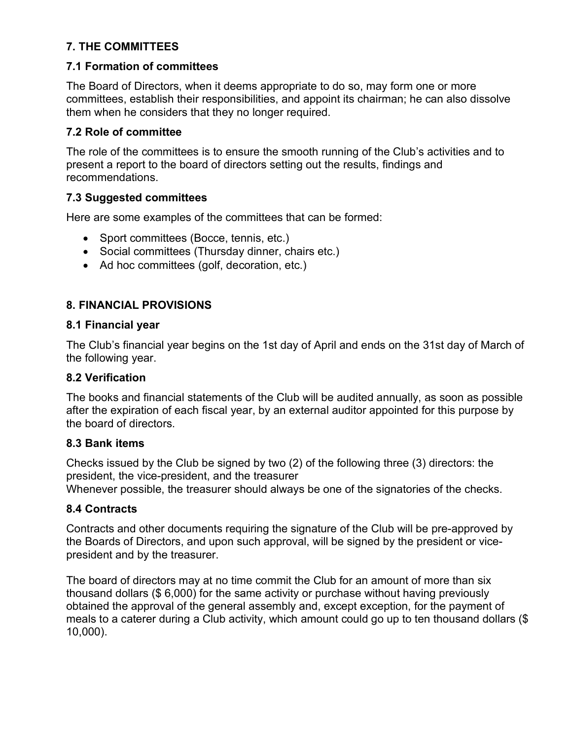## 7. THE COMMITTEES

### 7.1 Formation of committees

The Board of Directors, when it deems appropriate to do so, may form one or more committees, establish their responsibilities, and appoint its chairman; he can also dissolve them when he considers that they no longer required.

### 7.2 Role of committee

The role of the committees is to ensure the smooth running of the Club's activities and to present a report to the board of directors setting out the results, findings and recommendations.

### 7.3 Suggested committees

Here are some examples of the committees that can be formed:

- Sport committees (Bocce, tennis, etc.)
- Social committees (Thursday dinner, chairs etc.)
- Ad hoc committees (golf, decoration, etc.)

## 8. FINANCIAL PROVISIONS

### 8.1 Financial year

The Club's financial year begins on the 1st day of April and ends on the 31st day of March of the following year.

### 8.2 Verification

The books and financial statements of the Club will be audited annually, as soon as possible after the expiration of each fiscal year, by an external auditor appointed for this purpose by the board of directors.

### 8.3 Bank items

Checks issued by the Club be signed by two (2) of the following three (3) directors: the president, the vice-president, and the treasurer
Whenever possible, the treasurer should always be one of the signatories of the checks.

### 8.4 Contracts

Contracts and other documents requiring the signature of the Club will be pre-approved by the Boards of Directors, and upon such approval, will be signed by the president or vice-president and by the treasurer.

The board of directors may at no time commit the Club for an amount of more than six thousand dollars ($ 6,000) for the same activity or purchase without having previously obtained the approval of the general assembly and, except exception, for the payment of meals to a caterer during a Club activity, which amount could go up to ten thousand dollars ($ 10,000).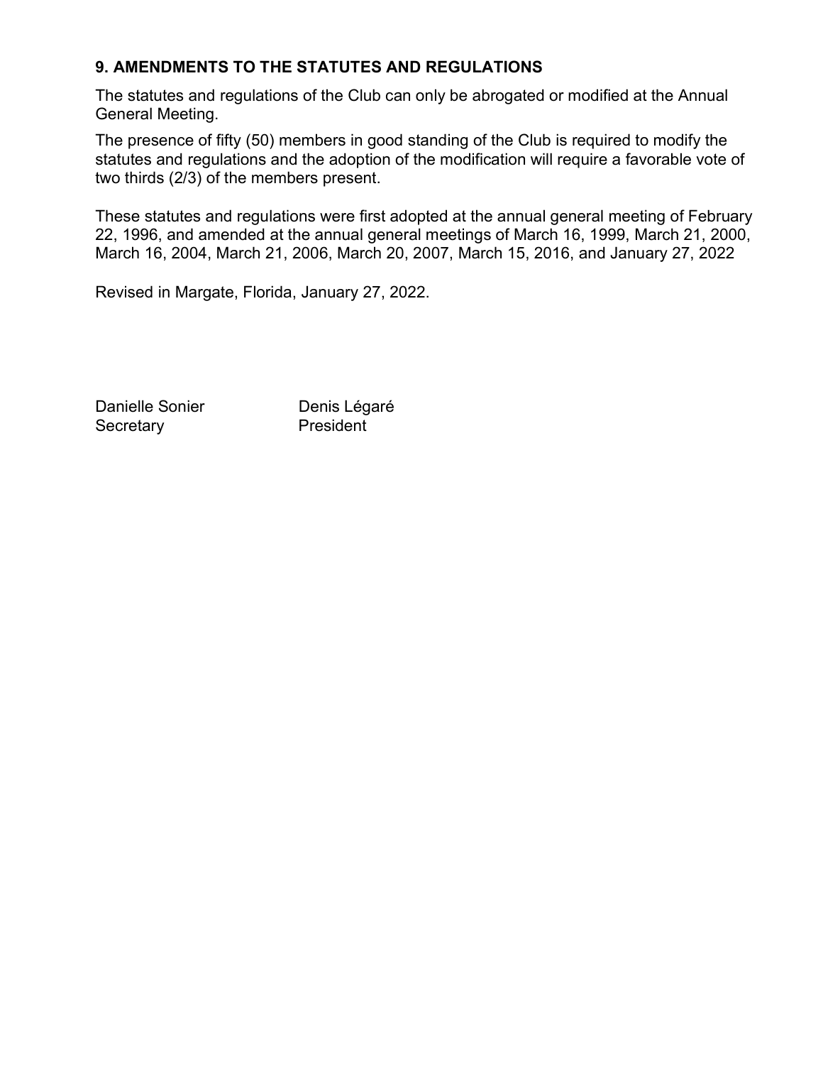## 9. AMENDMENTS TO THE STATUTES AND REGULATIONS

The statutes and regulations of the Club can only be abrogated or modified at the Annual General Meeting.

The presence of fifty (50) members in good standing of the Club is required to modify the statutes and regulations and the adoption of the modification will require a favorable vote of two thirds (2/3) of the members present.

These statutes and regulations were first adopted at the annual general meeting of February 22, 1996, and amended at the annual general meetings of March 16, 1999, March 21, 2000, March 16, 2004, March 21, 2006, March 20, 2007, March 15, 2016, and January 27, 2022

Revised in Margate, Florida, January 27, 2022.

| | |
|---|---|
| Danielle Sonier | Denis Légaré |
| Secretary | President |